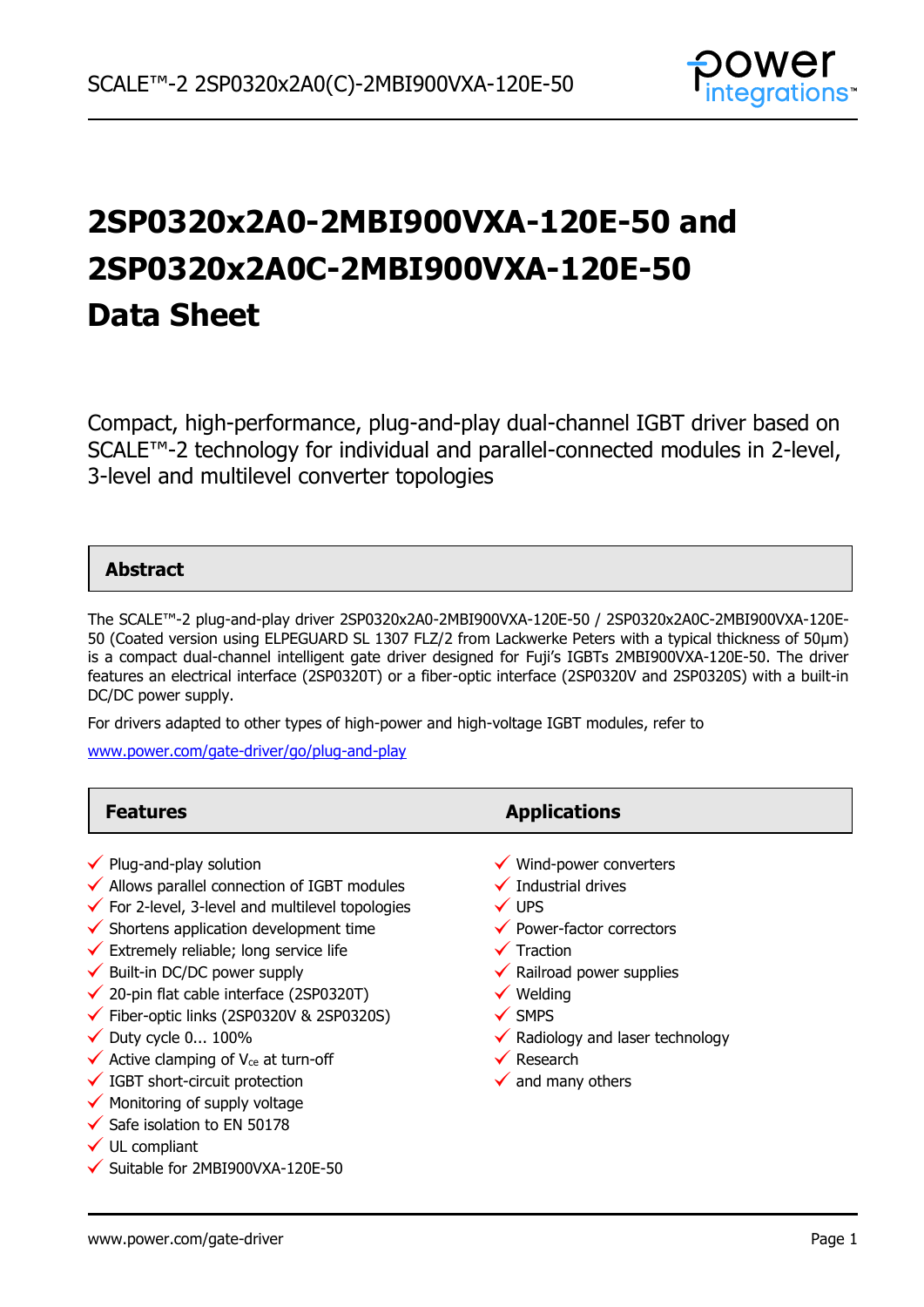# 2SP0320x2A0-2MBI900VXA-120E-50 and 2SP0320x2A0C-2MBI900VXA-120E-50 Data Sheet

Compact, high-performance, plug-and-play dual-channel IGBT driver based on SCALE™-2 technology for individual and parallel-connected modules in 2-level, 3-level and multilevel converter topologies

## Abstract

The SCALE™-2 plug-and-play driver 2SP0320x2A0-2MBI900VXA-120E-50 / 2SP0320x2A0C-2MBI900VXA-120E-50 (Coated version using ELPEGUARD SL 1307 FLZ/2 from Lackwerke Peters with a typical thickness of 50µm) is a compact dual-channel intelligent gate driver designed for Fuji's IGBTs 2MBI900VXA-120E-50. The driver features an electrical interface (2SP0320T) or a fiber-optic interface (2SP0320V and 2SP0320S) with a built-in DC/DC power supply.

For drivers adapted to other types of high-power and high-voltage IGBT modules, refer to

[www.power.com/gate-driver/go/plug-and-play](www.power.com/gate-driver/go/plug-and-play)

## Features

- ✓ Plug-and-play solution
- ✓ Allows parallel connection of IGBT modules
- ✓ For 2-level, 3-level and multilevel topologies
- ✓ Shortens application development time
- ✓ Extremely reliable; long service life
- ✓ Built-in DC/DC power supply
- ✓ 20-pin flat cable interface (2SP0320T)
- ✓ Fiber-optic links (2SP0320V & 2SP0320S)
- ✓ Duty cycle 0... 100%
- ✓ Active clamping of $V_{ce}$ at turn-off
- ✓ IGBT short-circuit protection
- ✓ Monitoring of supply voltage
- ✓ Safe isolation to EN 50178
- ✓ UL compliant
- ✓ Suitable for 2MBI900VXA-120E-50

## Applications

- ✓ Wind-power converters
- ✓ Industrial drives
- ✓ UPS
- ✓ Power-factor correctors
- ✓ Traction
- ✓ Railroad power supplies
- ✓ Welding
- ✓ SMPS
- ✓ Radiology and laser technology
- ✓ Research
- ✓ and many others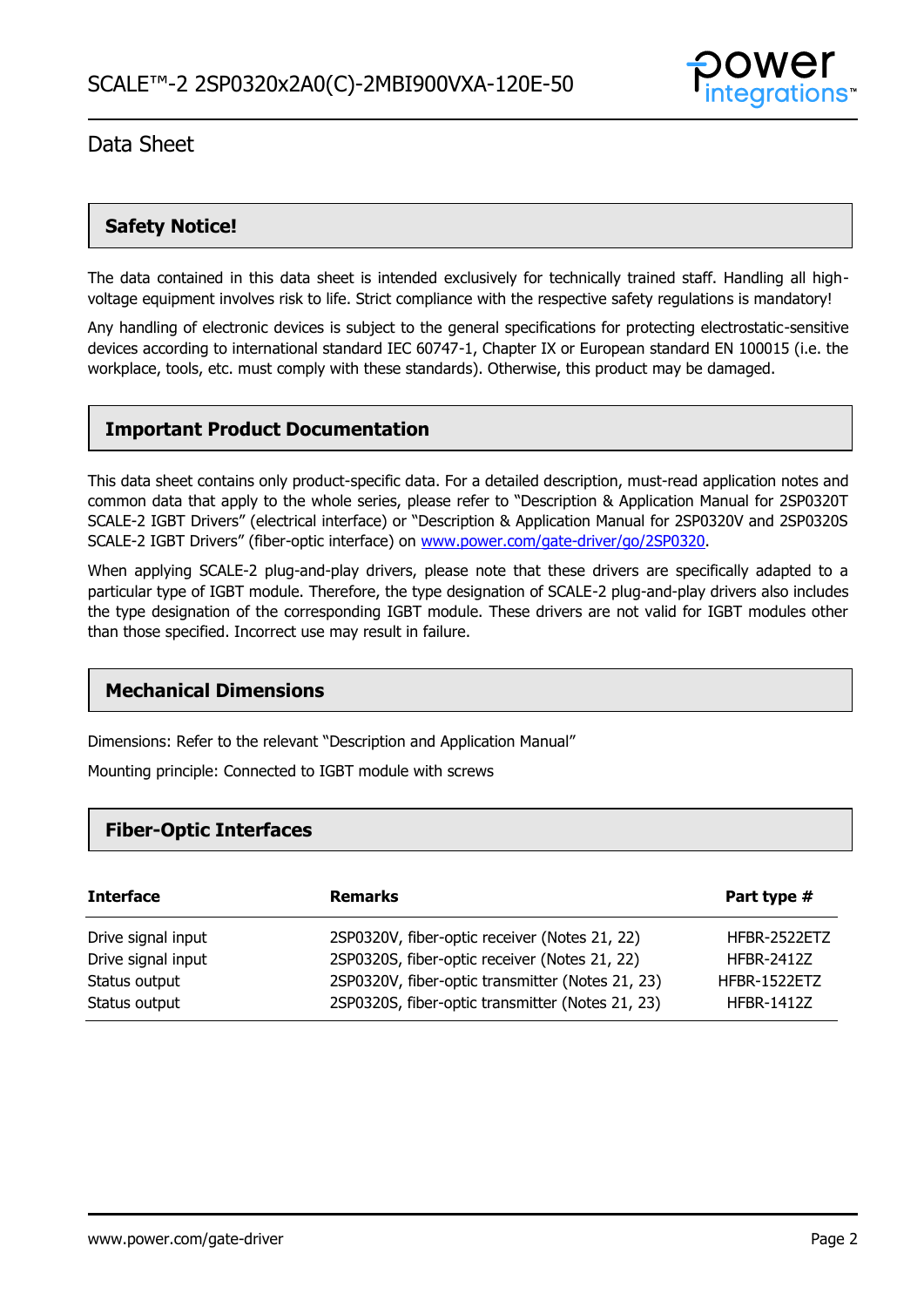## Safety Notice!

The data contained in this data sheet is intended exclusively for technically trained staff. Handling all high-voltage equipment involves risk to life. Strict compliance with the respective safety regulations is mandatory!

Any handling of electronic devices is subject to the general specifications for protecting electrostatic-sensitive devices according to international standard IEC 60747-1, Chapter IX or European standard EN 100015 (i.e. the workplace, tools, etc. must comply with these standards). Otherwise, this product may be damaged.

## Important Product Documentation

This data sheet contains only product-specific data. For a detailed description, must-read application notes and common data that apply to the whole series, please refer to "Description & Application Manual for 2SP0320T SCALE-2 IGBT Drivers" (electrical interface) or "Description & Application Manual for 2SP0320V and 2SP0320S SCALE-2 IGBT Drivers" (fiber-optic interface) on www.power.com/gate-driver/go/2SP0320.

When applying SCALE-2 plug-and-play drivers, please note that these drivers are specifically adapted to a particular type of IGBT module. Therefore, the type designation of SCALE-2 plug-and-play drivers also includes the type designation of the corresponding IGBT module. These drivers are not valid for IGBT modules other than those specified. Incorrect use may result in failure.

## Mechanical Dimensions

Dimensions: Refer to the relevant "Description and Application Manual"

Mounting principle: Connected to IGBT module with screws

## Fiber-Optic Interfaces

| Interface | Remarks | Part type # |
|---|---|---|
| Drive signal input | 2SP0320V, fiber-optic receiver (Notes 21, 22) | HFBR-2522ETZ |
| Drive signal input | 2SP0320S, fiber-optic receiver (Notes 21, 22) | HFBR-2412Z |
| Status output | 2SP0320V, fiber-optic transmitter (Notes 21, 23) | HFBR-1522ETZ |
| Status output | 2SP0320S, fiber-optic transmitter (Notes 21, 23) | HFBR-1412Z |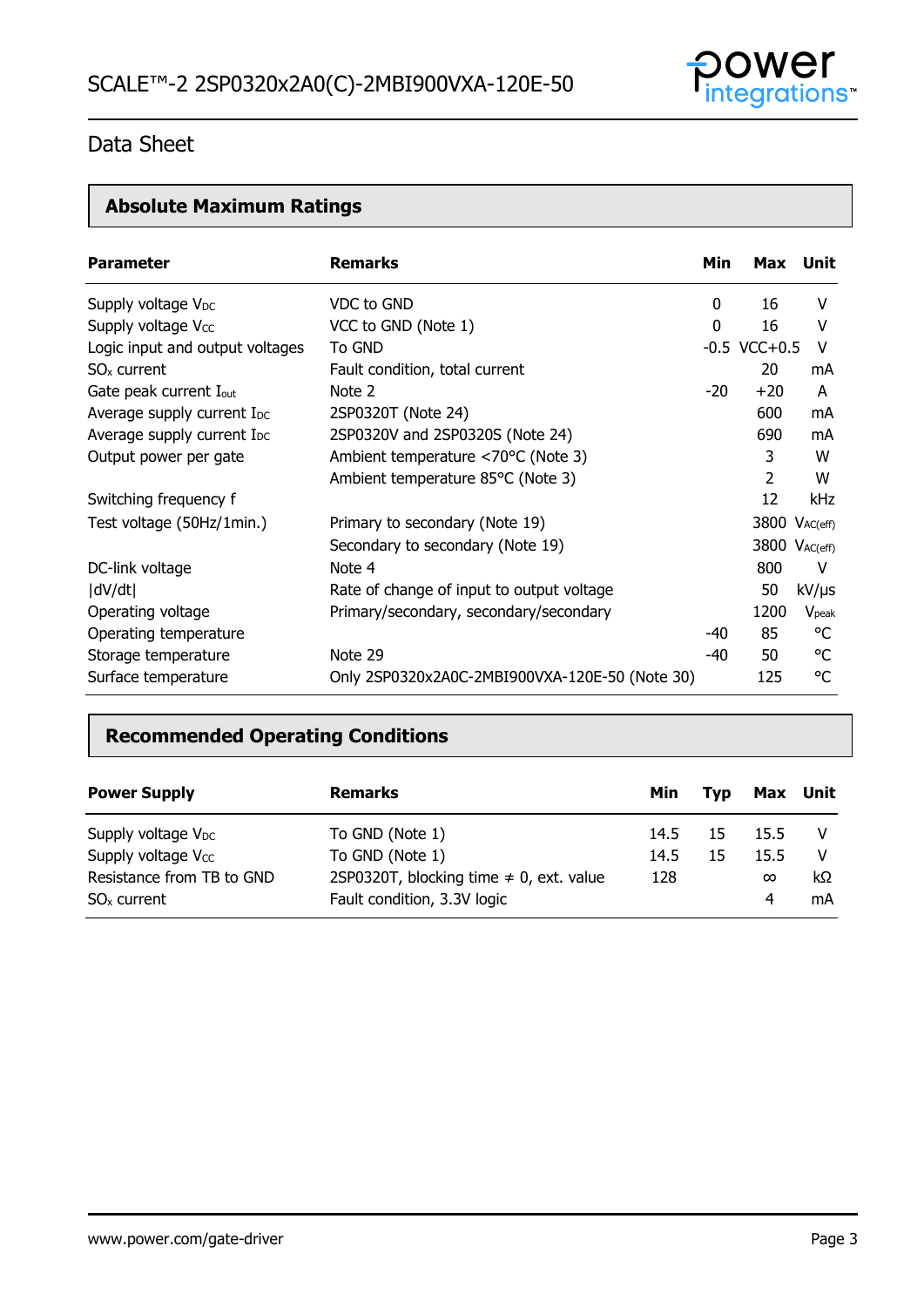## Data Sheet

### Absolute Maximum Ratings

| Parameter | Remarks | Min | Max | Unit |
|---|---|---|---|---|
| Supply voltage $V_{DC}$ | VDC to GND | 0 | 16 | V |
| Supply voltage $V_{CC}$ | VCC to GND (Note 1) | 0 | 16 | V |
| Logic input and output voltages | To GND | -0.5 | VCC+0.5 | V |
| $SO_x$ current | Fault condition, total current | | 20 | mA |
| Gate peak current $I_{out}$ | Note 2 | -20 | +20 | A |
| Average supply current $I_{DC}$ | 2SP0320T (Note 24) | | 600 | mA |
| Average supply current $I_{DC}$ | 2SP0320V and 2SP0320S (Note 24) | | 690 | mA |
| Output power per gate | Ambient temperature <70°C (Note 3) | | 3 | W |
| | Ambient temperature 85°C (Note 3) | | 2 | W |
| Switching frequency f | | | 12 | kHz |
| Test voltage (50Hz/1min.) | Primary to secondary (Note 19) | | 3800 | $V_{AC(eff)}$ |
| | Secondary to secondary (Note 19) | | 3800 | $V_{AC(eff)}$ |
| DC-link voltage | Note 4 | | 800 | V |
| \|dV/dt\| | Rate of change of input to output voltage | | 50 | kV/μs |
| Operating voltage | Primary/secondary, secondary/secondary | | 1200 | $V_{peak}$ |
| Operating temperature | | -40 | 85 | °C |
| Storage temperature | Note 29 | -40 | 50 | °C |
| Surface temperature | Only 2SP0320x2A0C-2MBI900VXA-120E-50 (Note 30) | | 125 | °C |

### Recommended Operating Conditions

| Power Supply | Remarks | Min | Typ | Max | Unit |
|---|---|---|---|---|---|
| Supply voltage $V_{DC}$ | To GND (Note 1) | 14.5 | 15 | 15.5 | V |
| Supply voltage $V_{CC}$ | To GND (Note 1) | 14.5 | 15 | 15.5 | V |
| Resistance from TB to GND | 2SP0320T, blocking time ≠ 0, ext. value | 128 | | ∞ | kΩ |
| $SO_x$ current | Fault condition, 3.3V logic | | | 4 | mA |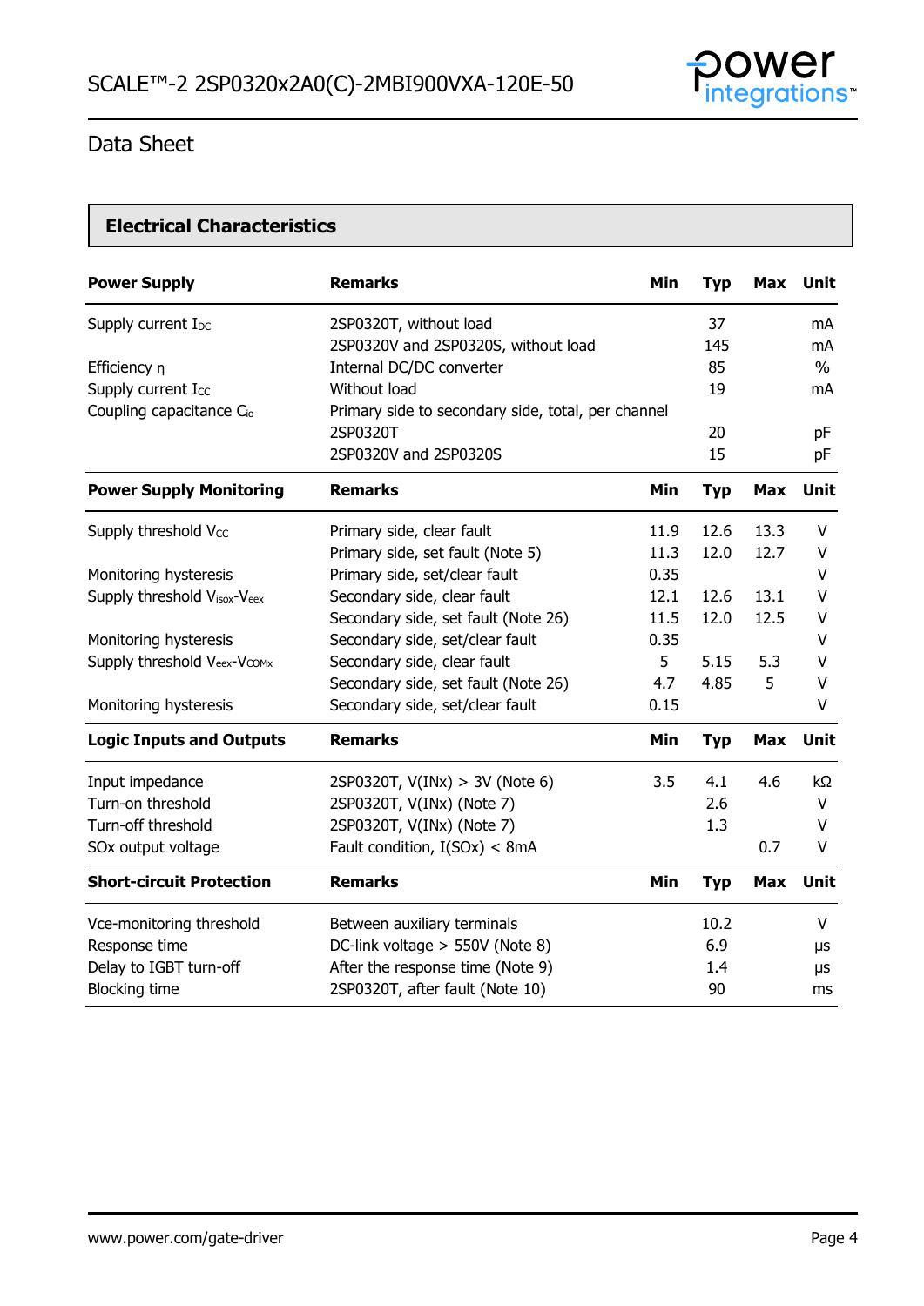# Data Sheet

## Electrical Characteristics

| Power Supply | Remarks | Min | Typ | Max | Unit |
|---|---|---|---|---|---|
| Supply current $I_{DC}$ | 2SP0320T, without load | | 37 | | mA |
| | 2SP0320V and 2SP0320S, without load | | 145 | | mA |
| Efficiency η | Internal DC/DC converter | | 85 | | % |
| Supply current $I_{CC}$ | Without load | | 19 | | mA |
| Coupling capacitance $C_{io}$ | Primary side to secondary side, total, per channel | | | | |
| | 2SP0320T | | 20 | | pF |
| | 2SP0320V and 2SP0320S | | 15 | | pF |

| Power Supply Monitoring | Remarks | Min | Typ | Max | Unit |
|---|---|---|---|---|---|
| Supply threshold $V_{CC}$ | Primary side, clear fault | 11.9 | 12.6 | 13.3 | V |
| | Primary side, set fault (Note 5) | 11.3 | 12.0 | 12.7 | V |
| Monitoring hysteresis | Primary side, set/clear fault | 0.35 | | | V |
| Supply threshold $V_{isox}$-$V_{eex}$ | Secondary side, clear fault | 12.1 | 12.6 | 13.1 | V |
| | Secondary side, set fault (Note 26) | 11.5 | 12.0 | 12.5 | V |
| Monitoring hysteresis | Secondary side, set/clear fault | 0.35 | | | V |
| Supply threshold $V_{eex}$-$V_{COMx}$ | Secondary side, clear fault | 5 | 5.15 | 5.3 | V |
| | Secondary side, set fault (Note 26) | 4.7 | 4.85 | 5 | V |
| Monitoring hysteresis | Secondary side, set/clear fault | 0.15 | | | V |

| Logic Inputs and Outputs | Remarks | Min | Typ | Max | Unit |
|---|---|---|---|---|---|
| Input impedance | 2SP0320T, V(INx) > 3V (Note 6) | 3.5 | 4.1 | 4.6 | kΩ |
| Turn-on threshold | 2SP0320T, V(INx) (Note 7) | | 2.6 | | V |
| Turn-off threshold | 2SP0320T, V(INx) (Note 7) | | 1.3 | | V |
| SOx output voltage | Fault condition, I(SOx) < 8mA | | | 0.7 | V |

| Short-circuit Protection | Remarks | Min | Typ | Max | Unit |
|---|---|---|---|---|---|
| Vce-monitoring threshold | Between auxiliary terminals | | 10.2 | | V |
| Response time | DC-link voltage > 550V (Note 8) | | 6.9 | | µs |
| Delay to IGBT turn-off | After the response time (Note 9) | | 1.4 | | µs |
| Blocking time | 2SP0320T, after fault (Note 10) | | 90 | | ms |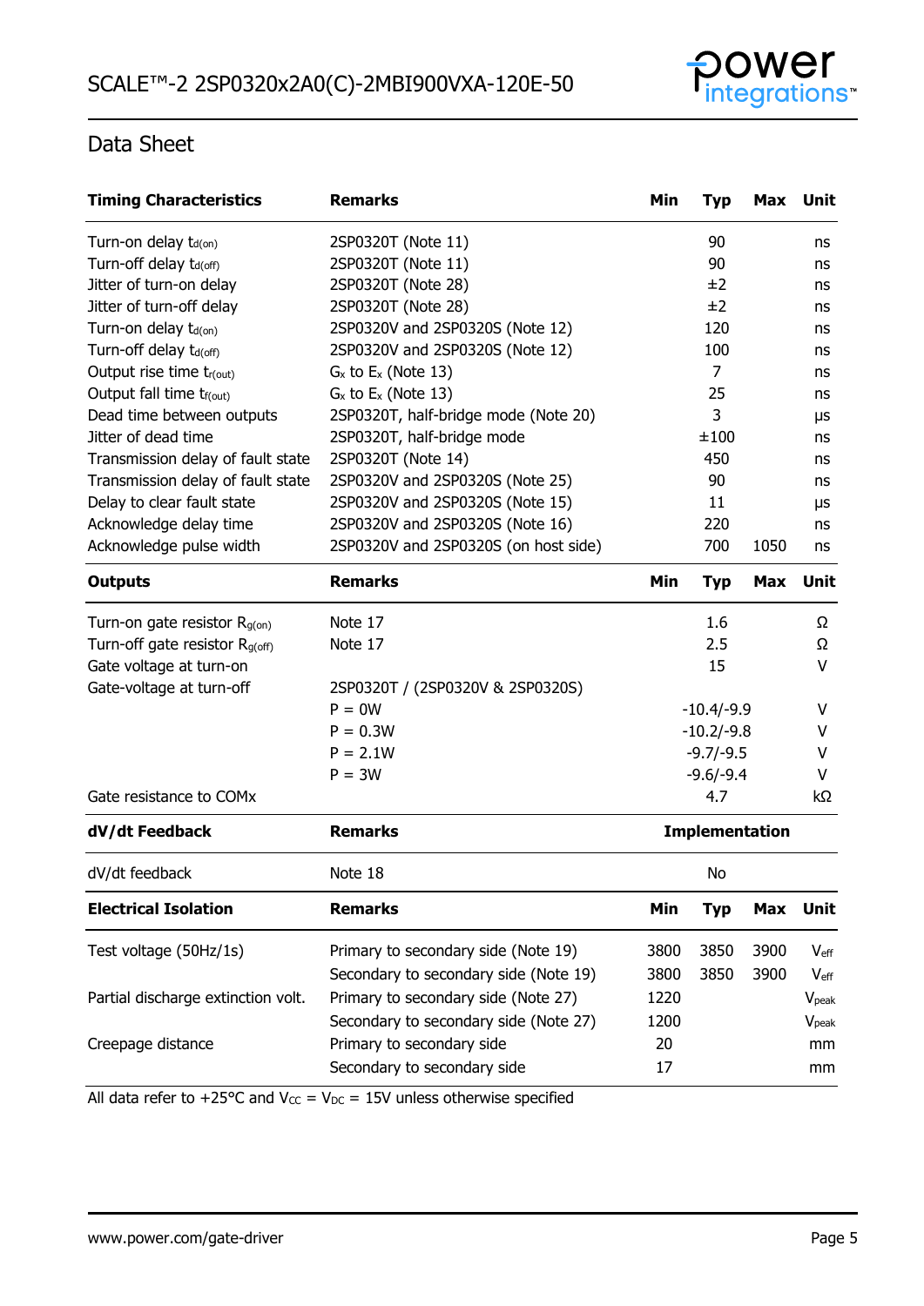## Data Sheet

| Timing Characteristics | Remarks | Min | Typ | Max | Unit |
|---|---|---|---|---|---|
| Turn-on delay $t_{d(on)}$ | 2SP0320T (Note 11) | | 90 | | ns |
| Turn-off delay $t_{d(off)}$ | 2SP0320T (Note 11) | | 90 | | ns |
| Jitter of turn-on delay | 2SP0320T (Note 28) | | ±2 | | ns |
| Jitter of turn-off delay | 2SP0320T (Note 28) | | ±2 | | ns |
| Turn-on delay $t_{d(on)}$ | 2SP0320V and 2SP0320S (Note 12) | | 120 | | ns |
| Turn-off delay $t_{d(off)}$ | 2SP0320V and 2SP0320S (Note 12) | | 100 | | ns |
| Output rise time $t_{r(out)}$ | $G_x$ to $E_x$ (Note 13) | | 7 | | ns |
| Output fall time $t_{f(out)}$ | $G_x$ to $E_x$ (Note 13) | | 25 | | ns |
| Dead time between outputs | 2SP0320T, half-bridge mode (Note 20) | | 3 | | μs |
| Jitter of dead time | 2SP0320T, half-bridge mode | | ±100 | | ns |
| Transmission delay of fault state | 2SP0320T (Note 14) | | 450 | | ns |
| Transmission delay of fault state | 2SP0320V and 2SP0320S (Note 25) | | 90 | | ns |
| Delay to clear fault state | 2SP0320V and 2SP0320S (Note 15) | | 11 | | μs |
| Acknowledge delay time | 2SP0320V and 2SP0320S (Note 16) | | 220 | | ns |
| Acknowledge pulse width | 2SP0320V and 2SP0320S (on host side) | | 700 | 1050 | ns |

| Outputs | Remarks | Min | Typ | Max | Unit |
|---|---|---|---|---|---|
| Turn-on gate resistor $R_{g(on)}$ | Note 17 | | 1.6 | | Ω |
| Turn-off gate resistor $R_{g(off)}$ | Note 17 | | 2.5 | | Ω |
| Gate voltage at turn-on | | | 15 | | V |
| Gate-voltage at turn-off | 2SP0320T / (2SP0320V & 2SP0320S) | | | | |
| | P = 0W | | -10.4/-9.9 | | V |
| | P = 0.3W | | -10.2/-9.8 | | V |
| | P = 2.1W | | -9.7/-9.5 | | V |
| | P = 3W | | -9.6/-9.4 | | V |
| Gate resistance to COMx | | | 4.7 | | kΩ |

| dV/dt Feedback | Remarks | Implementation |
|---|---|---|
| dV/dt feedback | Note 18 | No |

| Electrical Isolation | Remarks | Min | Typ | Max | Unit |
|---|---|---|---|---|---|
| Test voltage (50Hz/1s) | Primary to secondary side (Note 19) | 3800 | 3850 | 3900 | $V_{eff}$ |
| | Secondary to secondary side (Note 19) | 3800 | 3850 | 3900 | $V_{eff}$ |
| Partial discharge extinction volt. | Primary to secondary side (Note 27) | 1220 | | | $V_{peak}$ |
| | Secondary to secondary side (Note 27) | 1200 | | | $V_{peak}$ |
| Creepage distance | Primary to secondary side | 20 | | | mm |
| | Secondary to secondary side | 17 | | | mm |

All data refer to +25°C and $V_{CC}$ = $V_{DC}$ = 15V unless otherwise specified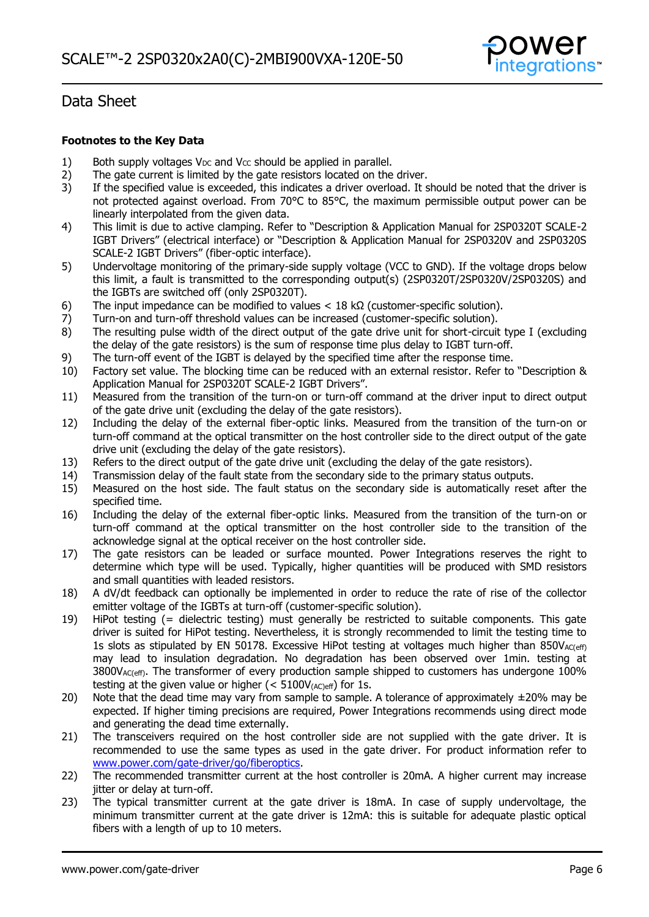# Data Sheet

**Footnotes to the Key Data**

1) Both supply voltages $V_{DC}$ and $V_{CC}$ should be applied in parallel.
2) The gate current is limited by the gate resistors located on the driver.
3) If the specified value is exceeded, this indicates a driver overload. It should be noted that the driver is not protected against overload. From 70°C to 85°C, the maximum permissible output power can be linearly interpolated from the given data.
4) This limit is due to active clamping. Refer to "Description & Application Manual for 2SP0320T SCALE-2 IGBT Drivers" (electrical interface) or "Description & Application Manual for 2SP0320V and 2SP0320S SCALE-2 IGBT Drivers" (fiber-optic interface).
5) Undervoltage monitoring of the primary-side supply voltage (VCC to GND). If the voltage drops below this limit, a fault is transmitted to the corresponding output(s) (2SP0320T/2SP0320V/2SP0320S) and the IGBTs are switched off (only 2SP0320T).
6) The input impedance can be modified to values < 18 kΩ (customer-specific solution).
7) Turn-on and turn-off threshold values can be increased (customer-specific solution).
8) The resulting pulse width of the direct output of the gate drive unit for short-circuit type I (excluding the delay of the gate resistors) is the sum of response time plus delay to IGBT turn-off.
9) The turn-off event of the IGBT is delayed by the specified time after the response time.
10) Factory set value. The blocking time can be reduced with an external resistor. Refer to "Description & Application Manual for 2SP0320T SCALE-2 IGBT Drivers".
11) Measured from the transition of the turn-on or turn-off command at the driver input to direct output of the gate drive unit (excluding the delay of the gate resistors).
12) Including the delay of the external fiber-optic links. Measured from the transition of the turn-on or turn-off command at the optical transmitter on the host controller side to the direct output of the gate drive unit (excluding the delay of the gate resistors).
13) Refers to the direct output of the gate drive unit (excluding the delay of the gate resistors).
14) Transmission delay of the fault state from the secondary side to the primary status outputs.
15) Measured on the host side. The fault status on the secondary side is automatically reset after the specified time.
16) Including the delay of the external fiber-optic links. Measured from the transition of the turn-on or turn-off command at the optical transmitter on the host controller side to the transition of the acknowledge signal at the optical receiver on the host controller side.
17) The gate resistors can be leaded or surface mounted. Power Integrations reserves the right to determine which type will be used. Typically, higher quantities will be produced with SMD resistors and small quantities with leaded resistors.
18) A dV/dt feedback can optionally be implemented in order to reduce the rate of rise of the collector emitter voltage of the IGBTs at turn-off (customer-specific solution).
19) HiPot testing (= dielectric testing) must generally be restricted to suitable components. This gate driver is suited for HiPot testing. Nevertheless, it is strongly recommended to limit the testing time to 1s slots as stipulated by EN 50178. Excessive HiPot testing at voltages much higher than $850V_{AC(eff)}$ may lead to insulation degradation. No degradation has been observed over 1min. testing at $3800V_{AC(eff)}$. The transformer of every production sample shipped to customers has undergone 100% testing at the given value or higher (< $5100V_{(AC)eff}$) for 1s.
20) Note that the dead time may vary from sample to sample. A tolerance of approximately ±20% may be expected. If higher timing precisions are required, Power Integrations recommends using direct mode and generating the dead time externally.
21) The transceivers required on the host controller side are not supplied with the gate driver. It is recommended to use the same types as used in the gate driver. For product information refer to www.power.com/gate-driver/go/fiberoptics.
22) The recommended transmitter current at the host controller is 20mA. A higher current may increase jitter or delay at turn-off.
23) The typical transmitter current at the gate driver is 18mA. In case of supply undervoltage, the minimum transmitter current at the gate driver is 12mA: this is suitable for adequate plastic optical fibers with a length of up to 10 meters.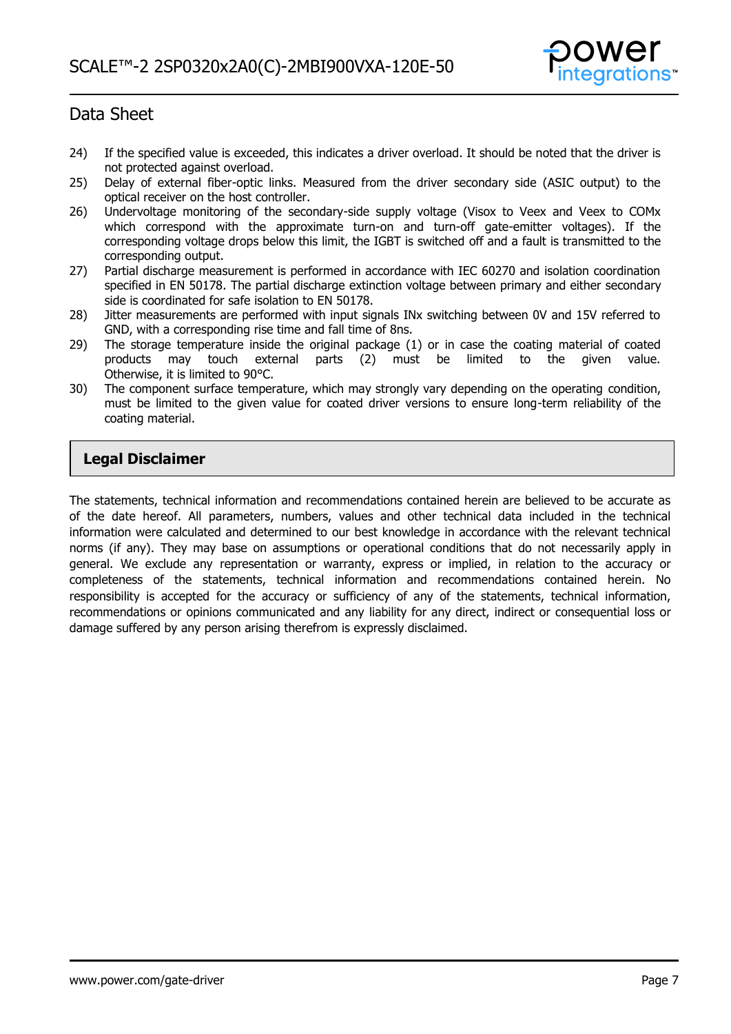24) If the specified value is exceeded, this indicates a driver overload. It should be noted that the driver is not protected against overload.
25) Delay of external fiber-optic links. Measured from the driver secondary side (ASIC output) to the optical receiver on the host controller.
26) Undervoltage monitoring of the secondary-side supply voltage (Visox to Veex and Veex to COMx which correspond with the approximate turn-on and turn-off gate-emitter voltages). If the corresponding voltage drops below this limit, the IGBT is switched off and a fault is transmitted to the corresponding output.
27) Partial discharge measurement is performed in accordance with IEC 60270 and isolation coordination specified in EN 50178. The partial discharge extinction voltage between primary and either secondary side is coordinated for safe isolation to EN 50178.
28) Jitter measurements are performed with input signals INx switching between 0V and 15V referred to GND, with a corresponding rise time and fall time of 8ns.
29) The storage temperature inside the original package (1) or in case the coating material of coated products may touch external parts (2) must be limited to the given value. Otherwise, it is limited to 90°C.
30) The component surface temperature, which may strongly vary depending on the operating condition, must be limited to the given value for coated driver versions to ensure long-term reliability of the coating material.

## Legal Disclaimer

The statements, technical information and recommendations contained herein are believed to be accurate as of the date hereof. All parameters, numbers, values and other technical data included in the technical information were calculated and determined to our best knowledge in accordance with the relevant technical norms (if any). They may base on assumptions or operational conditions that do not necessarily apply in general. We exclude any representation or warranty, express or implied, in relation to the accuracy or completeness of the statements, technical information and recommendations contained herein. No responsibility is accepted for the accuracy or sufficiency of any of the statements, technical information, recommendations or opinions communicated and any liability for any direct, indirect or consequential loss or damage suffered by any person arising therefrom is expressly disclaimed.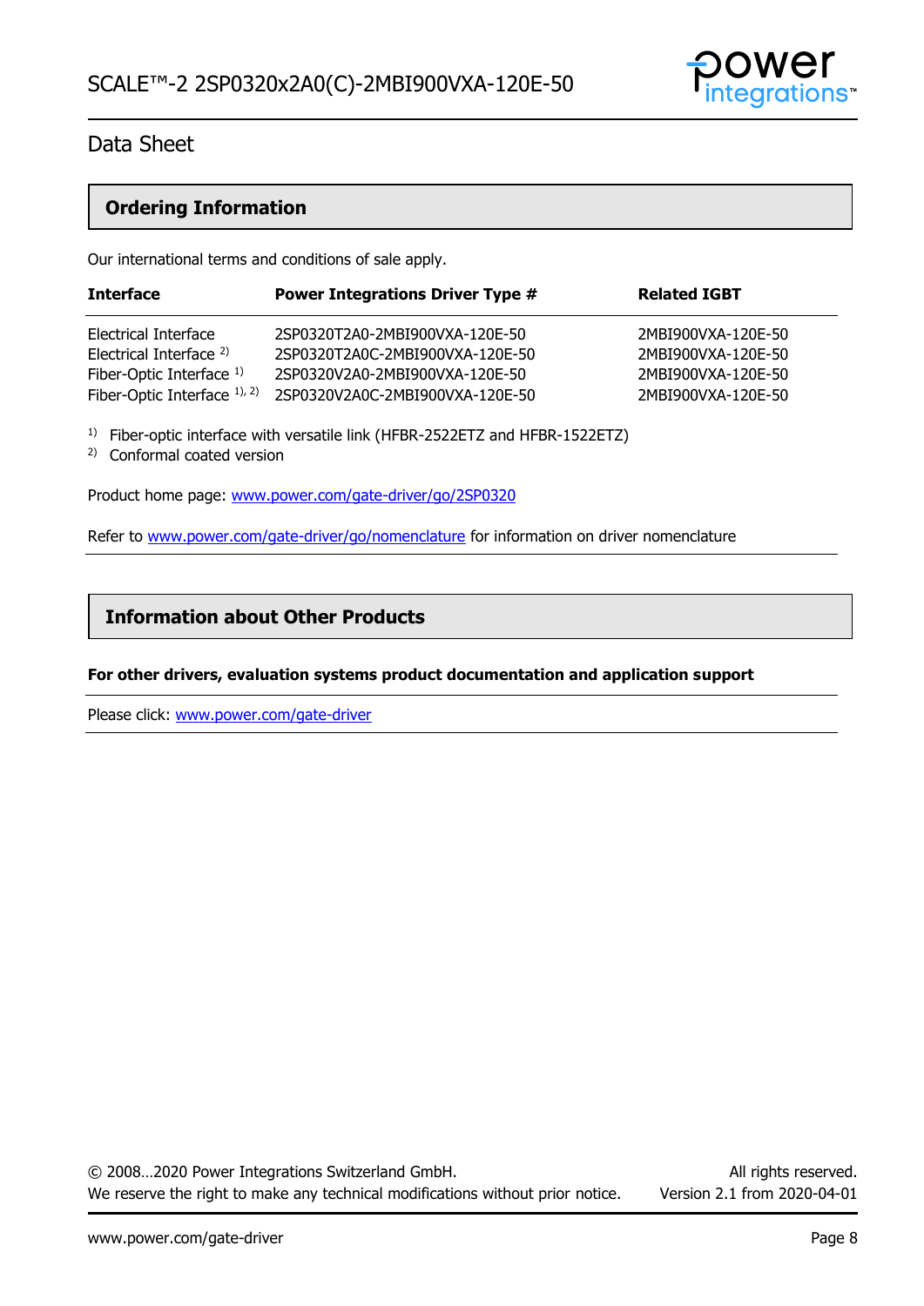## Ordering Information

Our international terms and conditions of sale apply.

| Interface | Power Integrations Driver Type # | Related IGBT |
|---|---|---|
| Electrical Interface | 2SP0320T2A0-2MBI900VXA-120E-50 | 2MBI900VXA-120E-50 |
| Electrical Interface [2] | 2SP0320T2A0C-2MBI900VXA-120E-50 | 2MBI900VXA-120E-50 |
| Fiber-Optic Interface [1] | 2SP0320V2A0-2MBI900VXA-120E-50 | 2MBI900VXA-120E-50 |
| Fiber-Optic Interface [1], [2] | 2SP0320V2A0C-2MBI900VXA-120E-50 | 2MBI900VXA-120E-50 |

[1] Fiber-optic interface with versatile link (HFBR-2522ETZ and HFBR-1522ETZ)
[2] Conformal coated version

Product home page: www.power.com/gate-driver/go/2SP0320

Refer to www.power.com/gate-driver/go/nomenclature for information on driver nomenclature

## Information about Other Products

**For other drivers, evaluation systems product documentation and application support**

Please click: www.power.com/gate-driver

© 2008…2020 Power Integrations Switzerland GmbH. All rights reserved.
We reserve the right to make any technical modifications without prior notice. Version 2.1 from 2020-04-01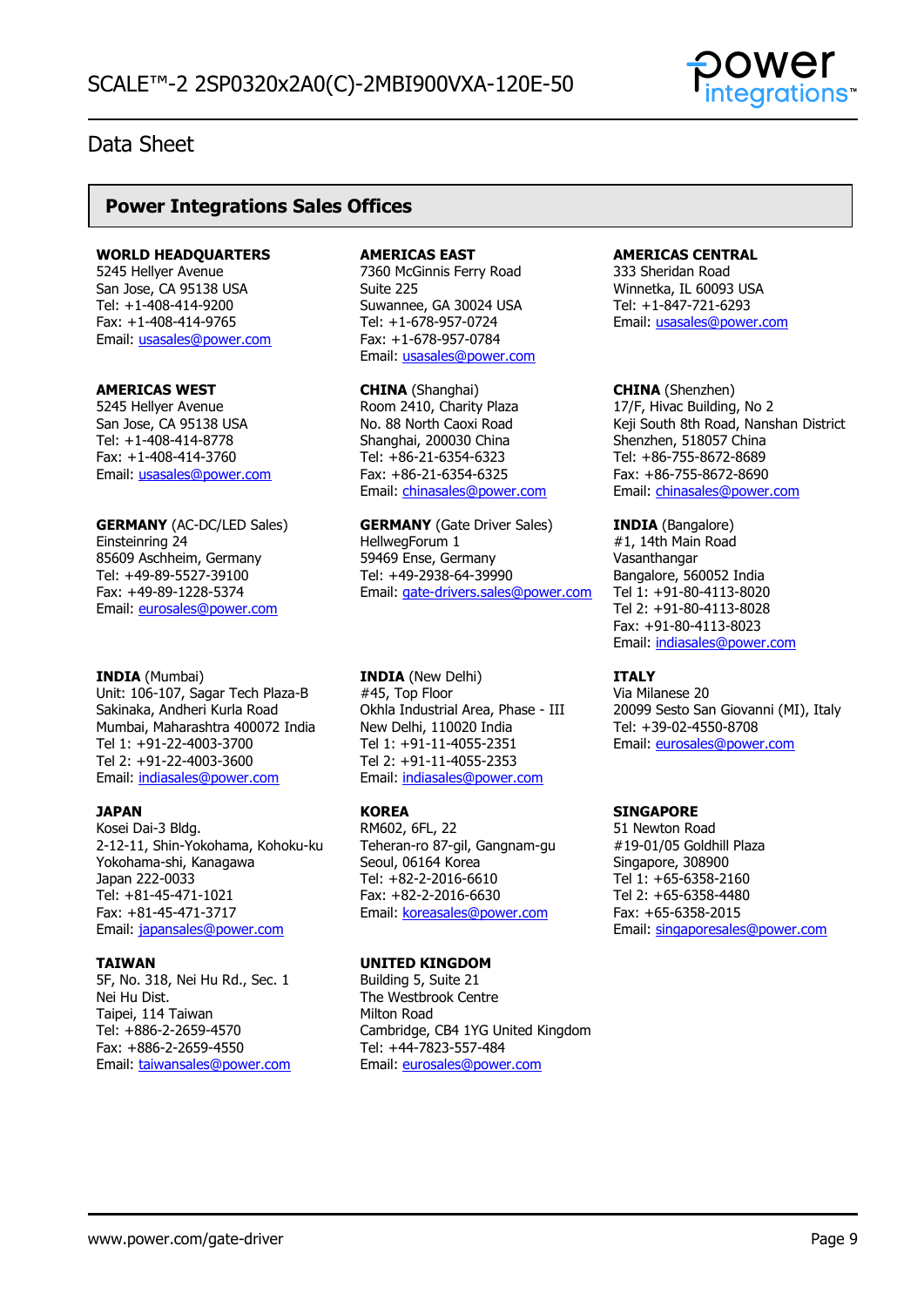## Power Integrations Sales Offices

**WORLD HEADQUARTERS**
5245 Hellyer Avenue
San Jose, CA 95138 USA
Tel: +1-408-414-9200
Fax: +1-408-414-9765
Email: usasales@power.com

**AMERICAS EAST**
7360 McGinnis Ferry Road
Suite 225
Suwannee, GA 30024 USA
Tel: +1-678-957-0724
Fax: +1-678-957-0784
Email: usasales@power.com

**AMERICAS CENTRAL**
333 Sheridan Road
Winnetka, IL 60093 USA
Tel: +1-847-721-6293
Email: usasales@power.com

**AMERICAS WEST**
5245 Hellyer Avenue
San Jose, CA 95138 USA
Tel: +1-408-414-8778
Fax: +1-408-414-3760
Email: usasales@power.com

**CHINA** (Shanghai)
Room 2410, Charity Plaza
No. 88 North Caoxi Road
Shanghai, 200030 China
Tel: +86-21-6354-6323
Fax: +86-21-6354-6325
Email: chinasales@power.com

**CHINA** (Shenzhen)
17/F, Hivac Building, No 2
Keji South 8th Road, Nanshan District
Shenzhen, 518057 China
Tel: +86-755-8672-8689
Fax: +86-755-8672-8690
Email: chinasales@power.com

**GERMANY** (AC-DC/LED Sales)
Einsteinring 24
85609 Aschheim, Germany
Tel: +49-89-5527-39100
Fax: +49-89-1228-5374
Email: eurosales@power.com

**GERMANY** (Gate Driver Sales)
HellwegForum 1
59469 Ense, Germany
Tel: +49-2938-64-39990
Email: gate-drivers.sales@power.com

**INDIA** (Bangalore)
#1, 14th Main Road
Vasanthangar
Bangalore, 560052 India
Tel 1: +91-80-4113-8020
Tel 2: +91-80-4113-8028
Fax: +91-80-4113-8023
Email: indiasales@power.com

**INDIA** (Mumbai)
Unit: 106-107, Sagar Tech Plaza-B
Sakinaka, Andheri Kurla Road
Mumbai, Maharashtra 400072 India
Tel 1: +91-22-4003-3700
Tel 2: +91-22-4003-3600
Email: indiasales@power.com

**INDIA** (New Delhi)
#45, Top Floor
Okhla Industrial Area, Phase - III
New Delhi, 110020 India
Tel 1: +91-11-4055-2351
Tel 2: +91-11-4055-2353
Email: indiasales@power.com

**ITALY**
Via Milanese 20
20099 Sesto San Giovanni (MI), Italy
Tel: +39-02-4550-8708
Email: eurosales@power.com

**JAPAN**
Kosei Dai-3 Bldg.
2-12-11, Shin-Yokohama, Kohoku-ku
Yokohama-shi, Kanagawa
Japan 222-0033
Tel: +81-45-471-1021
Fax: +81-45-471-3717
Email: japansales@power.com

**KOREA**
RM602, 6FL, 22
Teheran-ro 87-gil, Gangnam-gu
Seoul, 06164 Korea
Tel: +82-2-2016-6610
Fax: +82-2-2016-6630
Email: koreasales@power.com

**SINGAPORE**
51 Newton Road
#19-01/05 Goldhill Plaza
Singapore, 308900
Tel 1: +65-6358-2160
Tel 2: +65-6358-4480
Fax: +65-6358-2015
Email: singaporesales@power.com

**TAIWAN**
5F, No. 318, Nei Hu Rd., Sec. 1
Nei Hu Dist.
Taipei, 114 Taiwan
Tel: +886-2-2659-4570
Fax: +886-2-2659-4550
Email: taiwansales@power.com

**UNITED KINGDOM**
Building 5, Suite 21
The Westbrook Centre
Milton Road
Cambridge, CB4 1YG United Kingdom
Tel: +44-7823-557-484
Email: eurosales@power.com